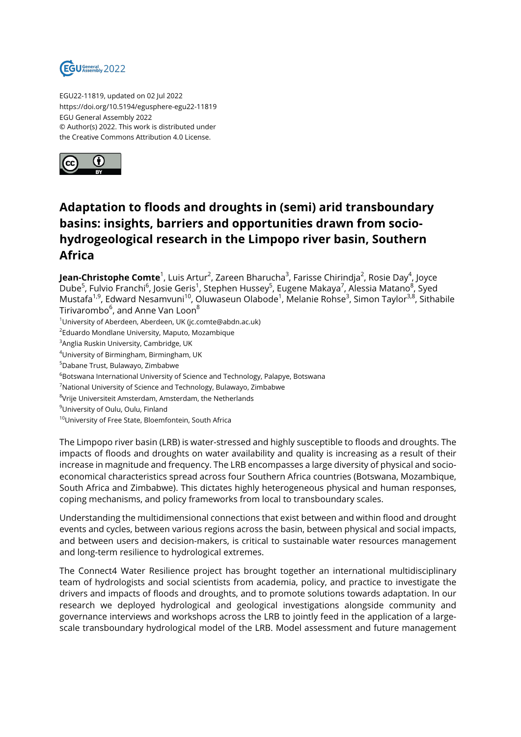EGU22-11819, updated on 02 Jul 2022
https://doi.org/10.5194/egusphere-egu22-11819
EGU General Assembly 2022
© Author(s) 2022. This work is distributed under
the Creative Commons Attribution 4.0 License.

# Adaptation to floods and droughts in (semi) arid transboundary basins: insights, barriers and opportunities drawn from socio-hydrogeological research in the Limpopo river basin, Southern Africa

**Jean-Christophe Comte**[1], Luis Artur[2], Zareen Bharucha[3], Farisse Chirindja[2], Rosie Day[4], Joyce Dube[5], Fulvio Franchi[6], Josie Geris[1], Stephen Hussey[5], Eugene Makaya[7], Alessia Matano[8], Syed Mustafa[1,9], Edward Nesamvuni[10], Oluwaseun Olabode[1], Melanie Rohse[3], Simon Taylor[3,8], Sithabile Tirivarombo[6], and Anne Van Loon[8]

[1]University of Aberdeen, Aberdeen, UK (jc.comte@abdn.ac.uk)
[2]Eduardo Mondlane University, Maputo, Mozambique
[3]Anglia Ruskin University, Cambridge, UK
[4]University of Birmingham, Birmingham, UK
[5]Dabane Trust, Bulawayo, Zimbabwe
[6]Botswana International University of Science and Technology, Palapye, Botswana
[7]National University of Science and Technology, Bulawayo, Zimbabwe
[8]Vrije Universiteit Amsterdam, Amsterdam, the Netherlands
[9]University of Oulu, Oulu, Finland
[10]University of Free State, Bloemfontein, South Africa

The Limpopo river basin (LRB) is water-stressed and highly susceptible to floods and droughts. The impacts of floods and droughts on water availability and quality is increasing as a result of their increase in magnitude and frequency. The LRB encompasses a large diversity of physical and socio-economical characteristics spread across four Southern Africa countries (Botswana, Mozambique, South Africa and Zimbabwe). This dictates highly heterogeneous physical and human responses, coping mechanisms, and policy frameworks from local to transboundary scales.

Understanding the multidimensional connections that exist between and within flood and drought events and cycles, between various regions across the basin, between physical and social impacts, and between users and decision-makers, is critical to sustainable water resources management and long-term resilience to hydrological extremes.

The Connect4 Water Resilience project has brought together an international multidisciplinary team of hydrologists and social scientists from academia, policy, and practice to investigate the drivers and impacts of floods and droughts, and to promote solutions towards adaptation. In our research we deployed hydrological and geological investigations alongside community and governance interviews and workshops across the LRB to jointly feed in the application of a large-scale transboundary hydrological model of the LRB. Model assessment and future management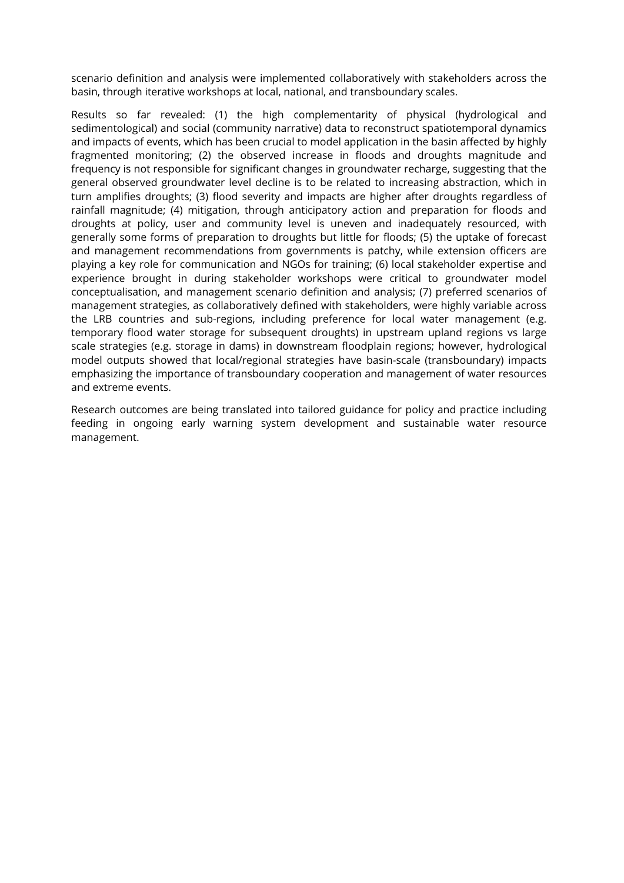scenario definition and analysis were implemented collaboratively with stakeholders across the basin, through iterative workshops at local, national, and transboundary scales.

Results so far revealed: (1) the high complementarity of physical (hydrological and sedimentological) and social (community narrative) data to reconstruct spatiotemporal dynamics and impacts of events, which has been crucial to model application in the basin affected by highly fragmented monitoring; (2) the observed increase in floods and droughts magnitude and frequency is not responsible for significant changes in groundwater recharge, suggesting that the general observed groundwater level decline is to be related to increasing abstraction, which in turn amplifies droughts; (3) flood severity and impacts are higher after droughts regardless of rainfall magnitude; (4) mitigation, through anticipatory action and preparation for floods and droughts at policy, user and community level is uneven and inadequately resourced, with generally some forms of preparation to droughts but little for floods; (5) the uptake of forecast and management recommendations from governments is patchy, while extension officers are playing a key role for communication and NGOs for training; (6) local stakeholder expertise and experience brought in during stakeholder workshops were critical to groundwater model conceptualisation, and management scenario definition and analysis; (7) preferred scenarios of management strategies, as collaboratively defined with stakeholders, were highly variable across the LRB countries and sub-regions, including preference for local water management (e.g. temporary flood water storage for subsequent droughts) in upstream upland regions vs large scale strategies (e.g. storage in dams) in downstream floodplain regions; however, hydrological model outputs showed that local/regional strategies have basin-scale (transboundary) impacts emphasizing the importance of transboundary cooperation and management of water resources and extreme events.

Research outcomes are being translated into tailored guidance for policy and practice including feeding in ongoing early warning system development and sustainable water resource management.